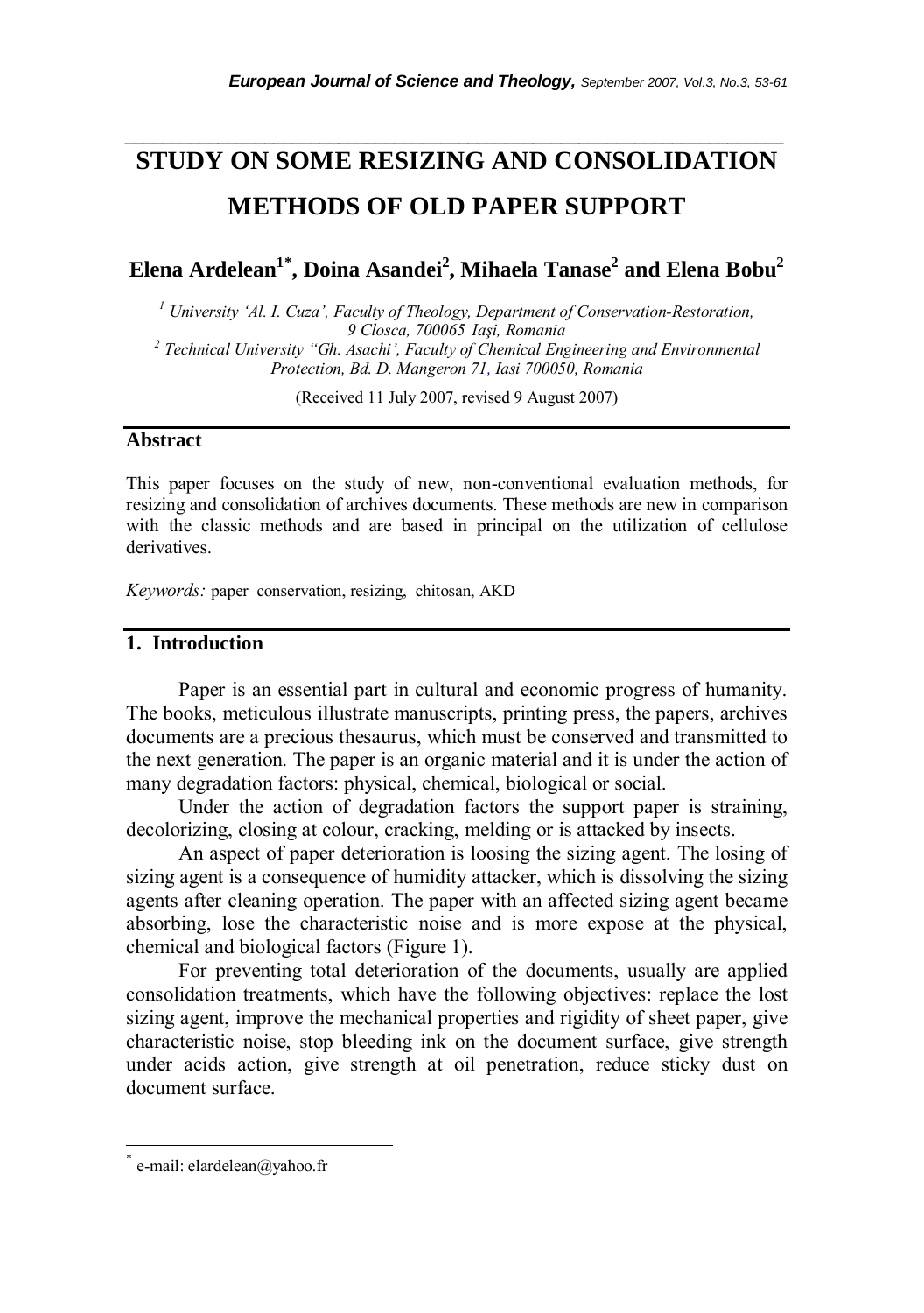# STUDY ON SOME RESIZING AND CONSOLIDATION METHODS OF OLD PAPER SUPPORT

**Elena Ardelean[1*], Doina Asandei[2], Mihaela Tanase[2] and Elena Bobu[2]**

[1] *University 'Al. I. Cuza', Faculty of Theology, Department of Conservation-Restoration, 9 Closca, 700065 Iaşi, Romania*
[2] *Technical University "Gh. Asachi', Faculty of Chemical Engineering and Environmental Protection, Bd. D. Mangeron 71, Iasi 700050, Romania*

(Received 11 July 2007, revised 9 August 2007)

## Abstract

This paper focuses on the study of new, non-conventional evaluation methods, for resizing and consolidation of archives documents. These methods are new in comparison with the classic methods and are based in principal on the utilization of cellulose derivatives.

*Keywords:* paper conservation, resizing, chitosan, AKD

## 1. Introduction

Paper is an essential part in cultural and economic progress of humanity. The books, meticulous illustrate manuscripts, printing press, the papers, archives documents are a precious thesaurus, which must be conserved and transmitted to the next generation. The paper is an organic material and it is under the action of many degradation factors: physical, chemical, biological or social.

Under the action of degradation factors the support paper is straining, decolorizing, closing at colour, cracking, melding or is attacked by insects.

An aspect of paper deterioration is loosing the sizing agent. The losing of sizing agent is a consequence of humidity attacker, which is dissolving the sizing agents after cleaning operation. The paper with an affected sizing agent became absorbing, lose the characteristic noise and is more expose at the physical, chemical and biological factors (Figure 1).

For preventing total deterioration of the documents, usually are applied consolidation treatments, which have the following objectives: replace the lost sizing agent, improve the mechanical properties and rigidity of sheet paper, give characteristic noise, stop bleeding ink on the document surface, give strength under acids action, give strength at oil penetration, reduce sticky dust on document surface.

[*] e-mail: elardelean@yahoo.fr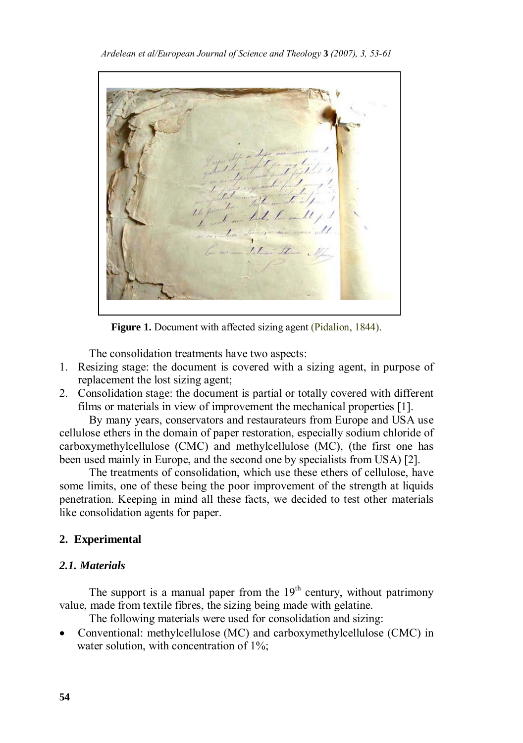**Figure 1.** Document with affected sizing agent (Pidalion, 1844).

The consolidation treatments have two aspects:

1. Resizing stage: the document is covered with a sizing agent, in purpose of replacement the lost sizing agent;
2. Consolidation stage: the document is partial or totally covered with different films or materials in view of improvement the mechanical properties [1].

By many years, conservators and restaurateurs from Europe and USA use cellulose ethers in the domain of paper restoration, especially sodium chloride of carboxymethylcellulose (CMC) and methylcellulose (MC), (the first one has been used mainly in Europe, and the second one by specialists from USA) [2].

The treatments of consolidation, which use these ethers of cellulose, have some limits, one of these being the poor improvement of the strength at liquids penetration. Keeping in mind all these facts, we decided to test other materials like consolidation agents for paper.

## 2. Experimental

### *2.1. Materials*

The support is a manual paper from the 19th century, without patrimony value, made from textile fibres, the sizing being made with gelatine.

The following materials were used for consolidation and sizing:

- Conventional: methylcellulose (MC) and carboxymethylcellulose (CMC) in water solution, with concentration of 1%;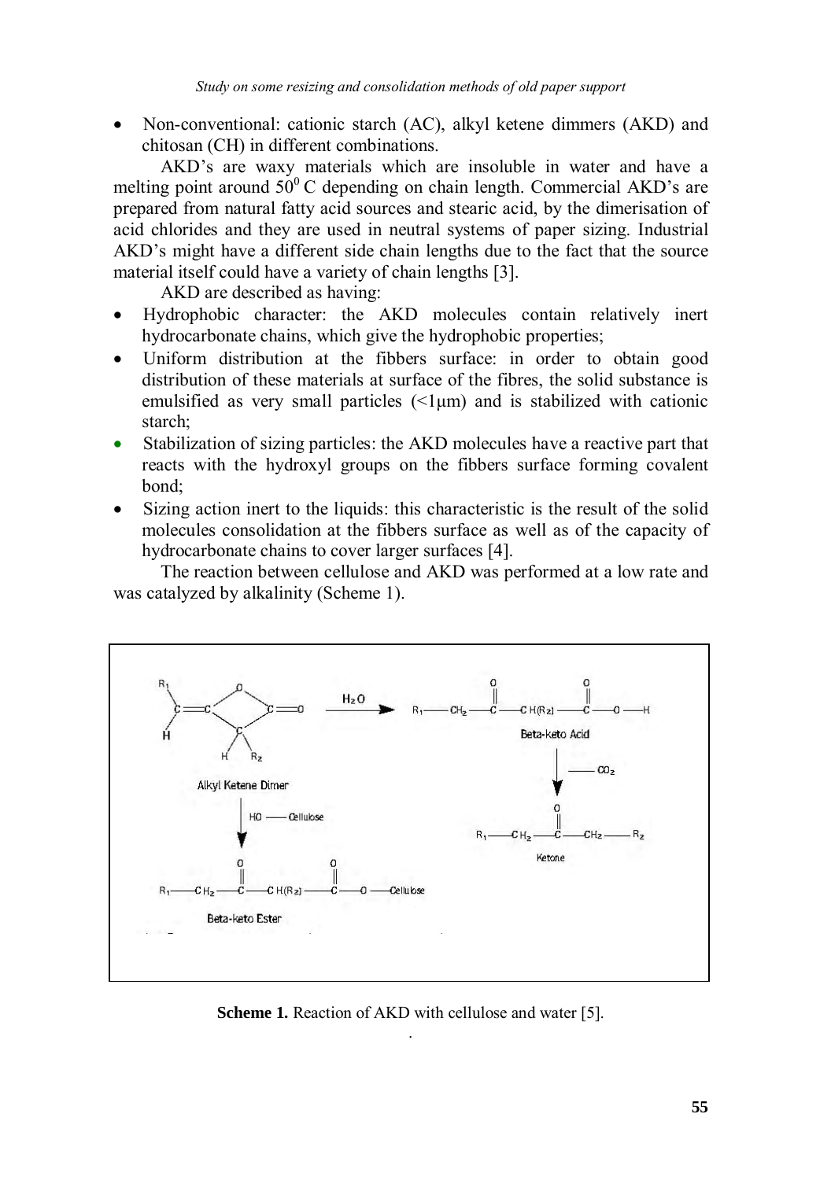- Non-conventional: cationic starch (AC), alkyl ketene dimmers (AKD) and chitosan (CH) in different combinations.

AKD's are waxy materials which are insoluble in water and have a melting point around $50^0$ C depending on chain length. Commercial AKD's are prepared from natural fatty acid sources and stearic acid, by the dimerisation of acid chlorides and they are used in neutral systems of paper sizing. Industrial AKD's might have a different side chain lengths due to the fact that the source material itself could have a variety of chain lengths [3].

AKD are described as having:

- Hydrophobic character: the AKD molecules contain relatively inert hydrocarbonate chains, which give the hydrophobic properties;
- Uniform distribution at the fibbers surface: in order to obtain good distribution of these materials at surface of the fibres, the solid substance is emulsified as very small particles (<1µm) and is stabilized with cationic starch;
- Stabilization of sizing particles: the AKD molecules have a reactive part that reacts with the hydroxyl groups on the fibbers surface forming covalent bond;
- Sizing action inert to the liquids: this characteristic is the result of the solid molecules consolidation at the fibbers surface as well as of the capacity of hydrocarbonate chains to cover larger surfaces [4].

The reaction between cellulose and AKD was performed at a low rate and was catalyzed by alkalinity (Scheme 1).

**Scheme 1.** Reaction of AKD with cellulose and water [5].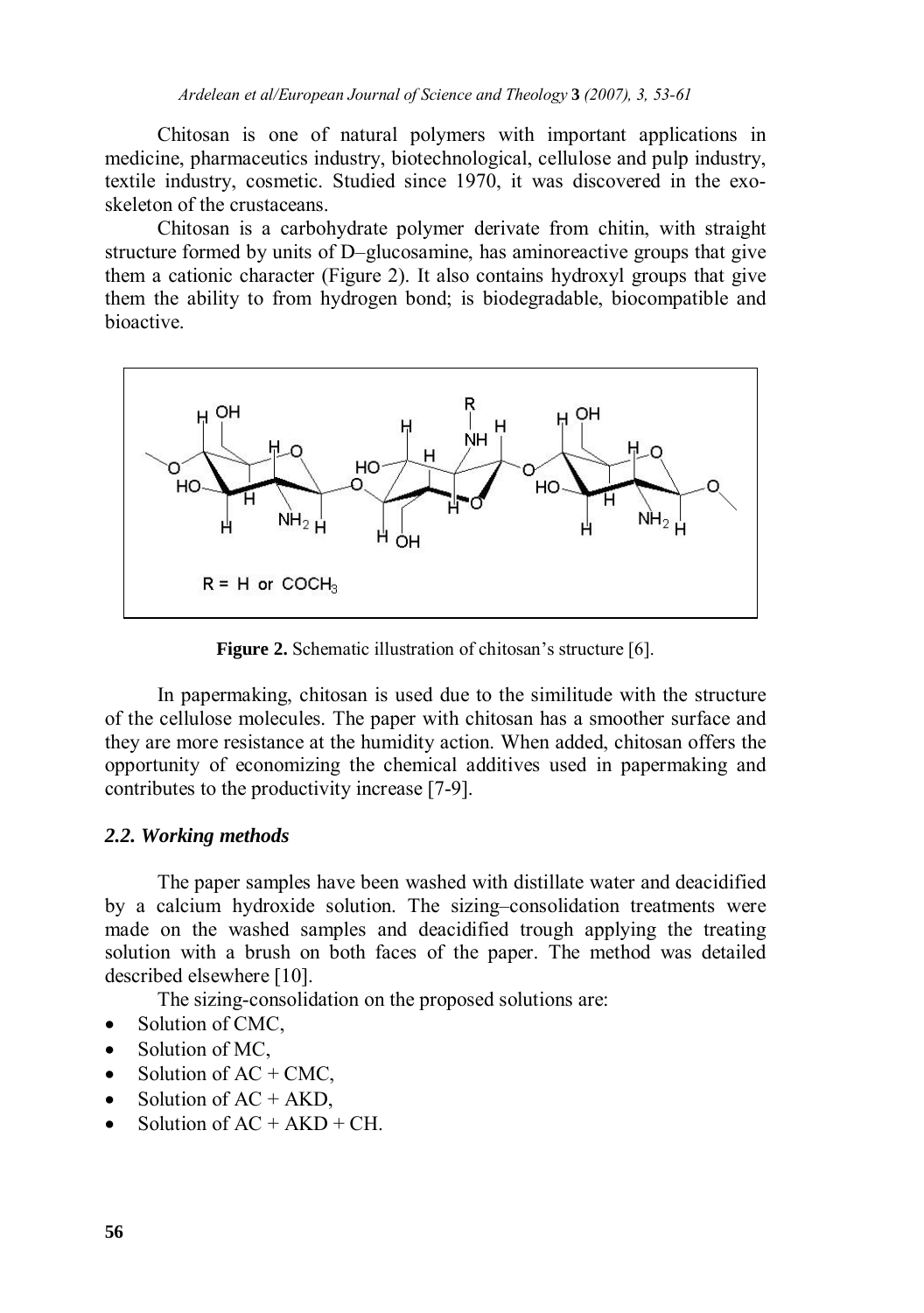Chitosan is one of natural polymers with important applications in medicine, pharmaceutics industry, biotechnological, cellulose and pulp industry, textile industry, cosmetic. Studied since 1970, it was discovered in the exo-skeleton of the crustaceans.

Chitosan is a carbohydrate polymer derivate from chitin, with straight structure formed by units of D–glucosamine, has aminoreactive groups that give them a cationic character (Figure 2). It also contains hydroxyl groups that give them the ability to from hydrogen bond; is biodegradable, biocompatible and bioactive.

**Figure 2.** Schematic illustration of chitosan's structure [6].

In papermaking, chitosan is used due to the similitude with the structure of the cellulose molecules. The paper with chitosan has a smoother surface and they are more resistance at the humidity action. When added, chitosan offers the opportunity of economizing the chemical additives used in papermaking and contributes to the productivity increase [7-9].

### *2.2. Working methods*

The paper samples have been washed with distillate water and deacidified by a calcium hydroxide solution. The sizing–consolidation treatments were made on the washed samples and deacidified trough applying the treating solution with a brush on both faces of the paper. The method was detailed described elsewhere [10].

The sizing-consolidation on the proposed solutions are:

- Solution of CMC,
- Solution of MC,
- Solution of AC + CMC,
- Solution of AC + AKD,
- Solution of AC + AKD + CH.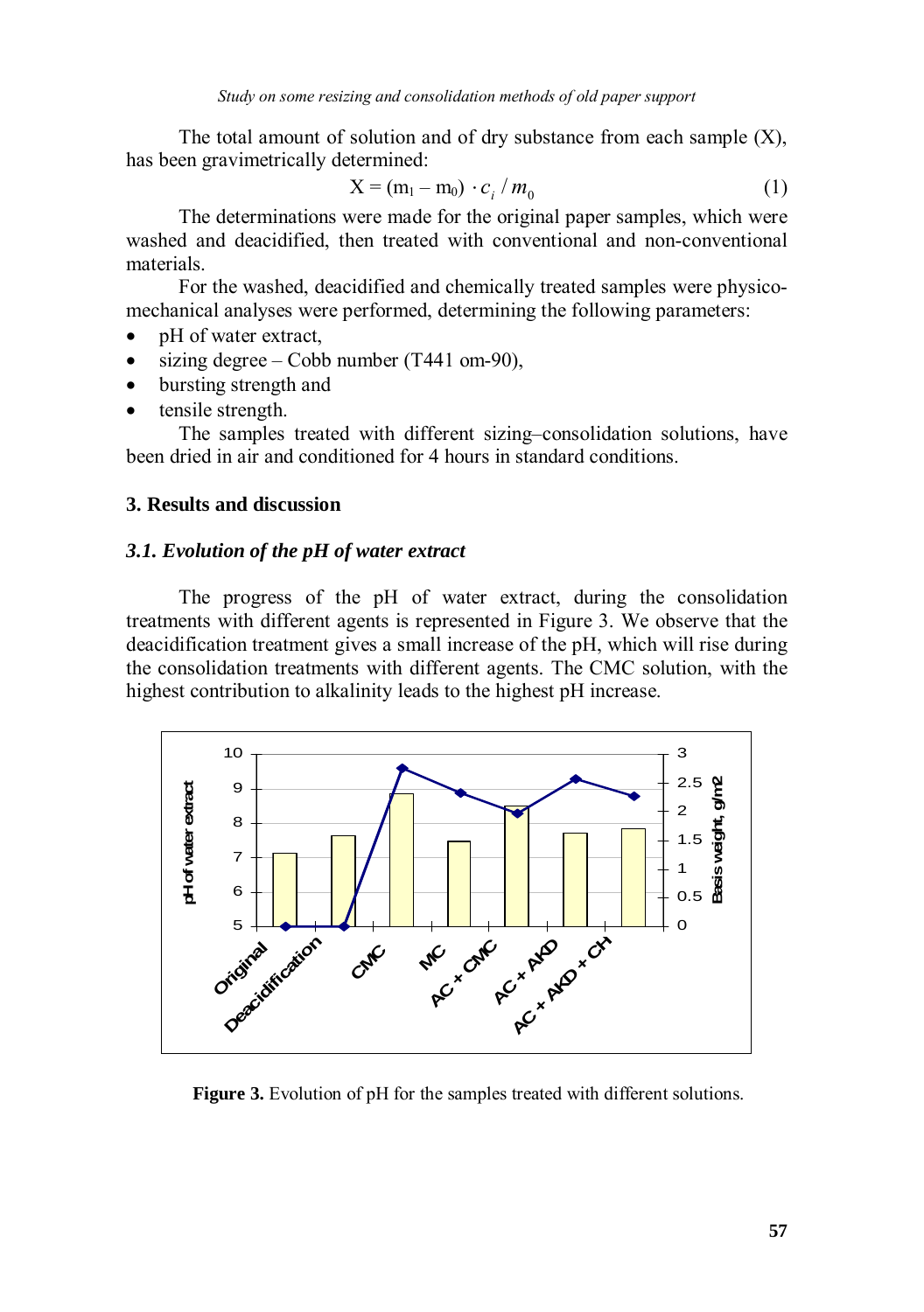The total amount of solution and of dry substance from each sample (X), has been gravimetrically determined:

$$X = (m_1 - m_0) \cdot c_i / m_0 \qquad (1)$$

The determinations were made for the original paper samples, which were washed and deacidified, then treated with conventional and non-conventional materials.

For the washed, deacidified and chemically treated samples were physico-mechanical analyses were performed, determining the following parameters:

- pH of water extract,
- sizing degree – Cobb number (T441 om-90),
- bursting strength and
- tensile strength.

The samples treated with different sizing–consolidation solutions, have been dried in air and conditioned for 4 hours in standard conditions.

## 3. Results and discussion

### *3.1. Evolution of the pH of water extract*

The progress of the pH of water extract, during the consolidation treatments with different agents is represented in Figure 3. We observe that the deacidification treatment gives a small increase of the pH, which will rise during the consolidation treatments with different agents. The CMC solution, with the highest contribution to alkalinity leads to the highest pH increase.

**Figure 3.** Evolution of pH for the samples treated with different solutions.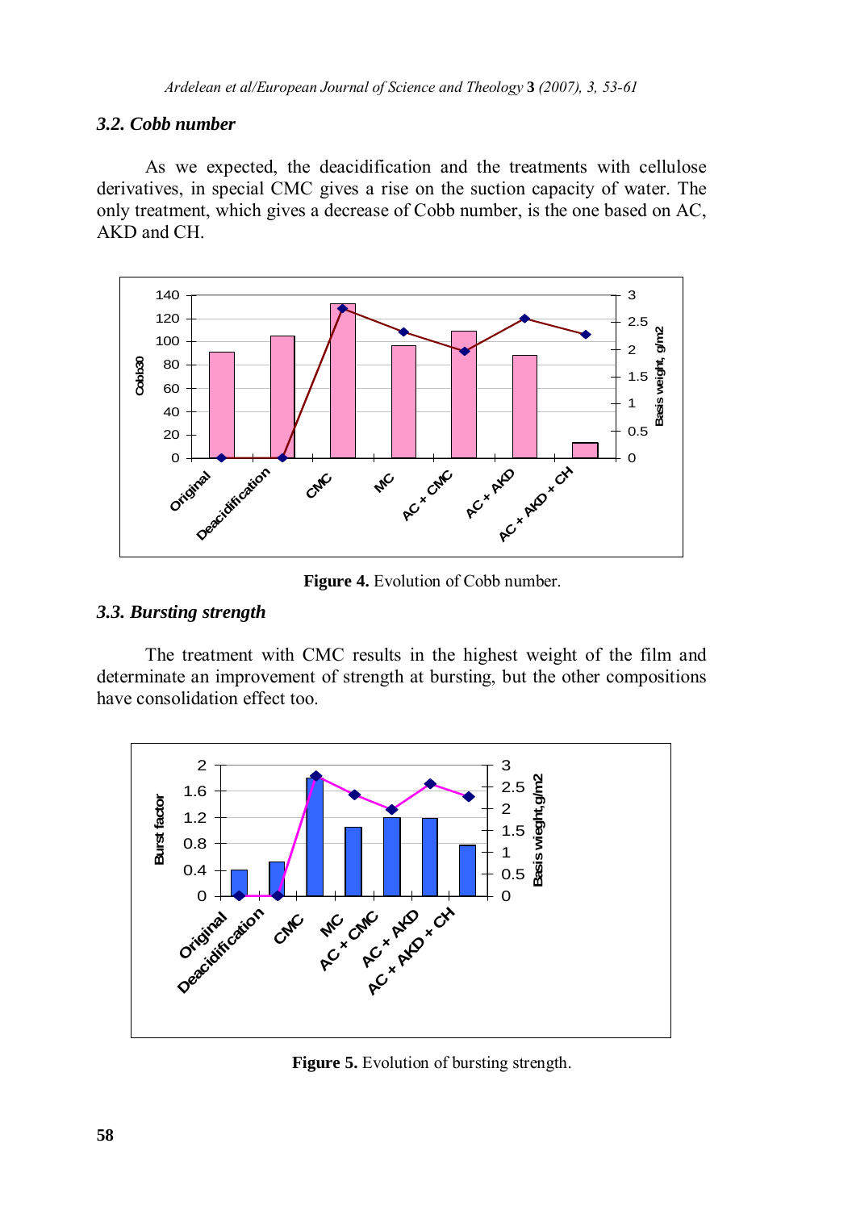### 3.2. Cobb number

As we expected, the deacidification and the treatments with cellulose derivatives, in special CMC gives a rise on the suction capacity of water. The only treatment, which gives a decrease of Cobb number, is the one based on AC, AKD and CH.

**Figure 4.** Evolution of Cobb number.

### 3.3. Bursting strength

The treatment with CMC results in the highest weight of the film and determinate an improvement of strength at bursting, but the other compositions have consolidation effect too.

**Figure 5.** Evolution of bursting strength.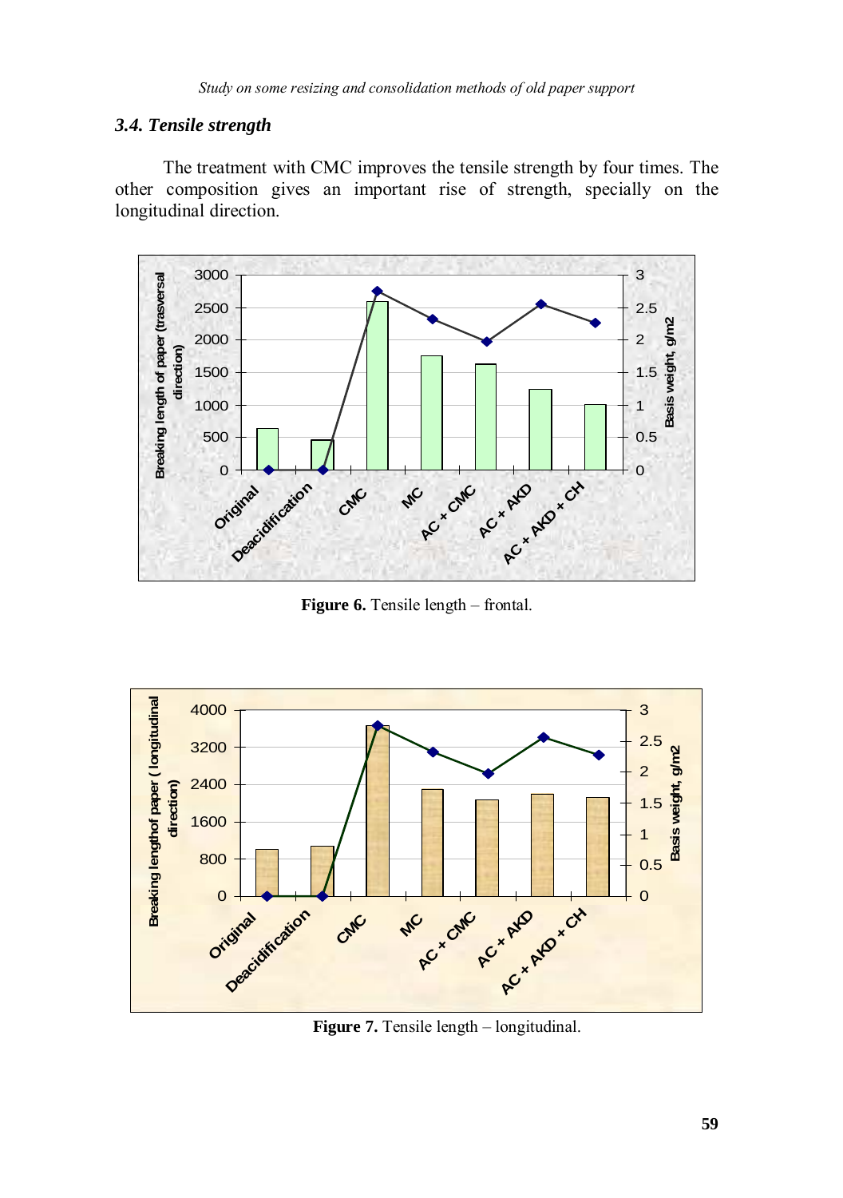### *3.4. Tensile strength*

The treatment with CMC improves the tensile strength by four times. The other composition gives an important rise of strength, specially on the longitudinal direction.

**Figure 6.** Tensile length – frontal.

**Figure 7.** Tensile length – longitudinal.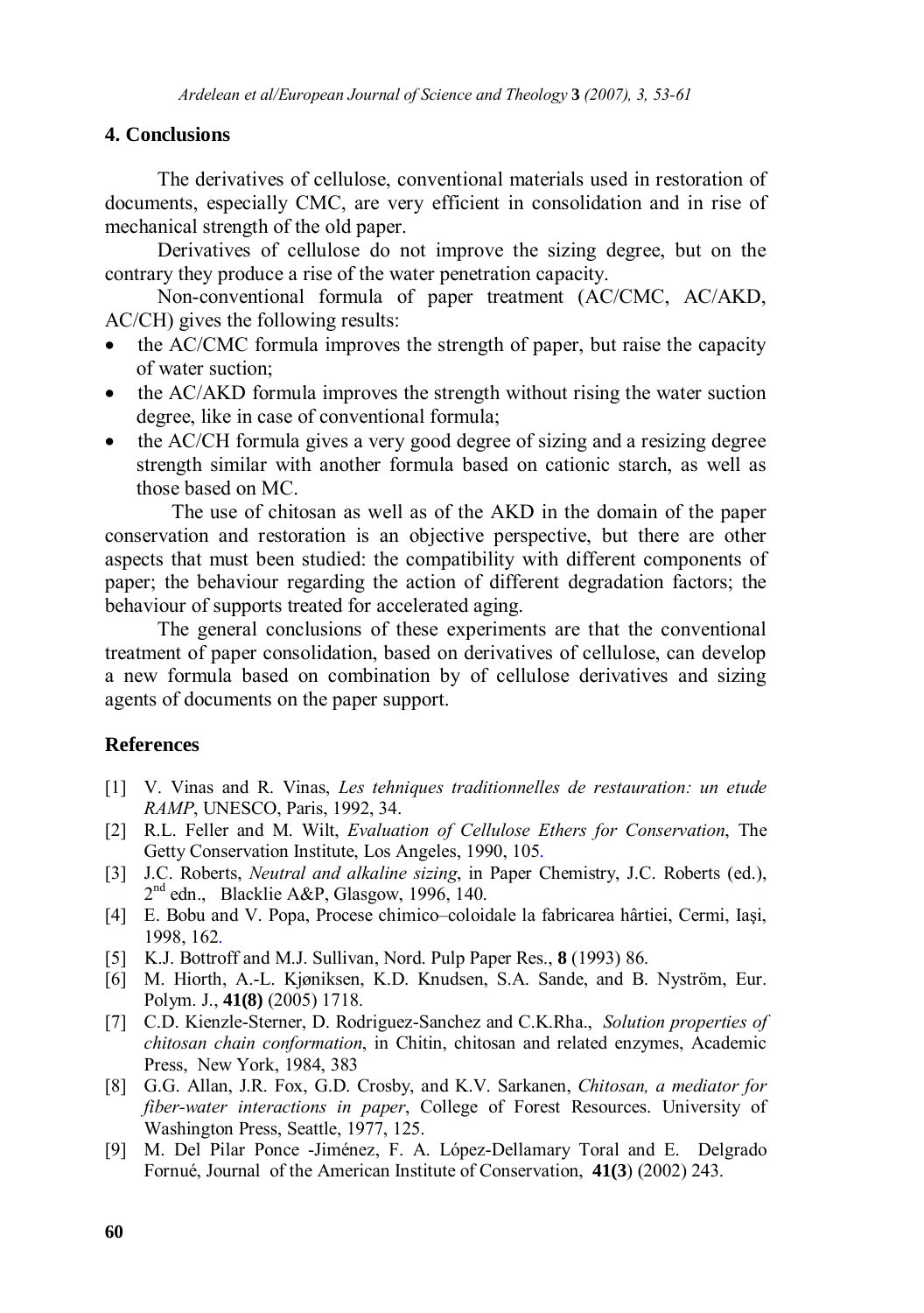## 4. Conclusions

The derivatives of cellulose, conventional materials used in restoration of documents, especially CMC, are very efficient in consolidation and in rise of mechanical strength of the old paper.

Derivatives of cellulose do not improve the sizing degree, but on the contrary they produce a rise of the water penetration capacity.

Non-conventional formula of paper treatment (AC/CMC, AC/AKD, AC/CH) gives the following results:

- the AC/CMC formula improves the strength of paper, but raise the capacity of water suction;
- the AC/AKD formula improves the strength without rising the water suction degree, like in case of conventional formula;
- the AC/CH formula gives a very good degree of sizing and a resizing degree strength similar with another formula based on cationic starch, as well as those based on MC.

The use of chitosan as well as of the AKD in the domain of the paper conservation and restoration is an objective perspective, but there are other aspects that must been studied: the compatibility with different components of paper; the behaviour regarding the action of different degradation factors; the behaviour of supports treated for accelerated aging.

The general conclusions of these experiments are that the conventional treatment of paper consolidation, based on derivatives of cellulose, can develop a new formula based on combination by of cellulose derivatives and sizing agents of documents on the paper support.

## References

[1] V. Vinas and R. Vinas, *Les tehniques traditionnelles de restauration: un etude RAMP*, UNESCO, Paris, 1992, 34.

[2] R.L. Feller and M. Wilt, *Evaluation of Cellulose Ethers for Conservation*, The Getty Conservation Institute, Los Angeles, 1990, 105.

[3] J.C. Roberts, *Neutral and alkaline sizing*, in Paper Chemistry, J.C. Roberts (ed.), 2nd edn., Blacklie A&P, Glasgow, 1996, 140.

[4] E. Bobu and V. Popa, Procese chimico–coloidale la fabricarea hârtiei, Cermi, Iaşi, 1998, 162.

[5] K.J. Bottroff and M.J. Sullivan, Nord. Pulp Paper Res., **8** (1993) 86.

[6] M. Hiorth, A.-L. Kjøniksen, K.D. Knudsen, S.A. Sande, and B. Nyström, Eur. Polym. J., **41(8)** (2005) 1718.

[7] C.D. Kienzle-Sterner, D. Rodriguez-Sanchez and C.K.Rha., *Solution properties of chitosan chain conformation*, in Chitin, chitosan and related enzymes, Academic Press, New York, 1984, 383

[8] G.G. Allan, J.R. Fox, G.D. Crosby, and K.V. Sarkanen, *Chitosan, a mediator for fiber-water interactions in paper*, College of Forest Resources. University of Washington Press, Seattle, 1977, 125.

[9] M. Del Pilar Ponce -Jiménez, F. A. López-Dellamary Toral and E. Delgrado Fornué, Journal of the American Institute of Conservation, **41(3)** (2002) 243.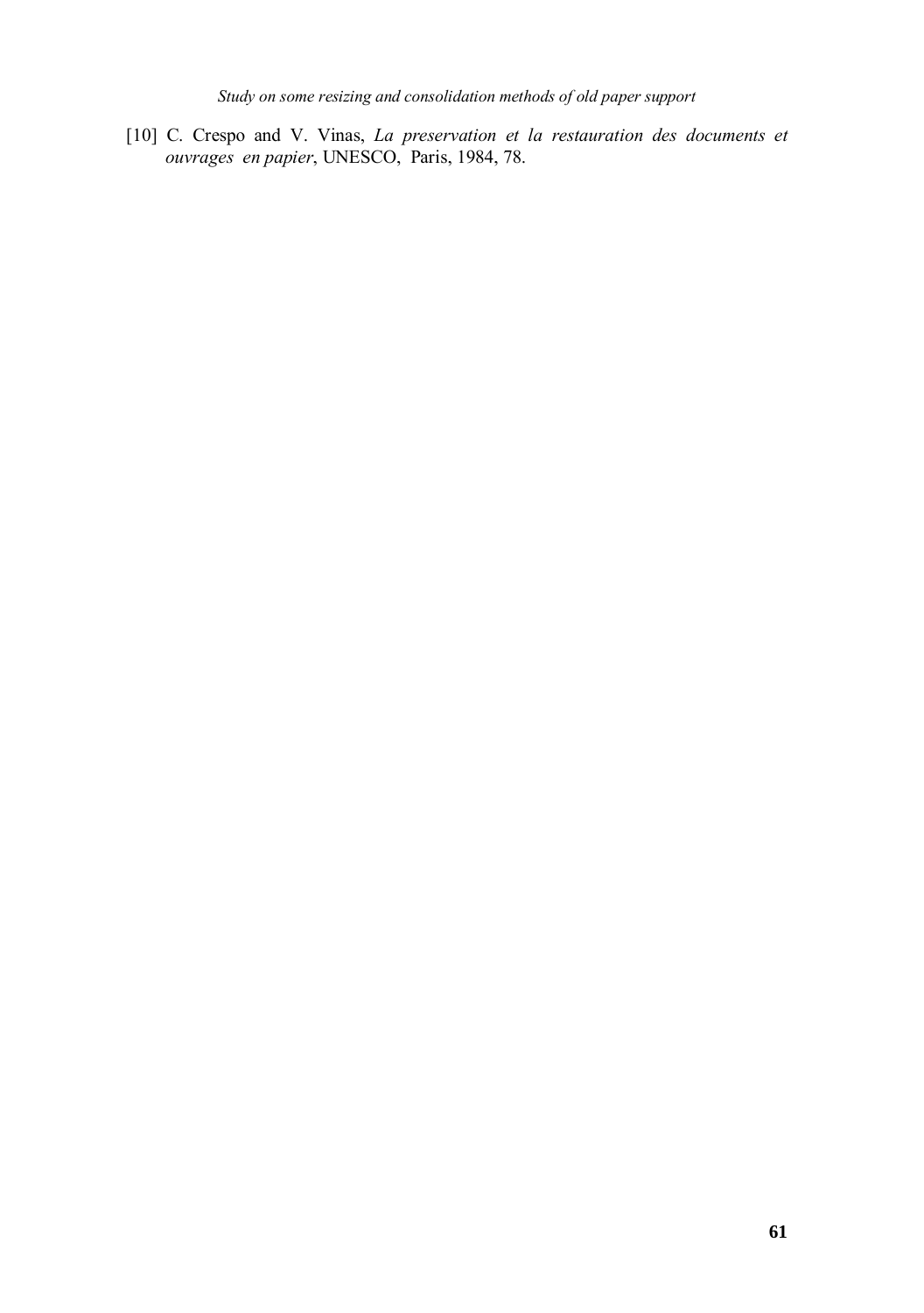[10] C. Crespo and V. Vinas, *La preservation et la restauration des documents et ouvrages en papier*, UNESCO, Paris, 1984, 78.